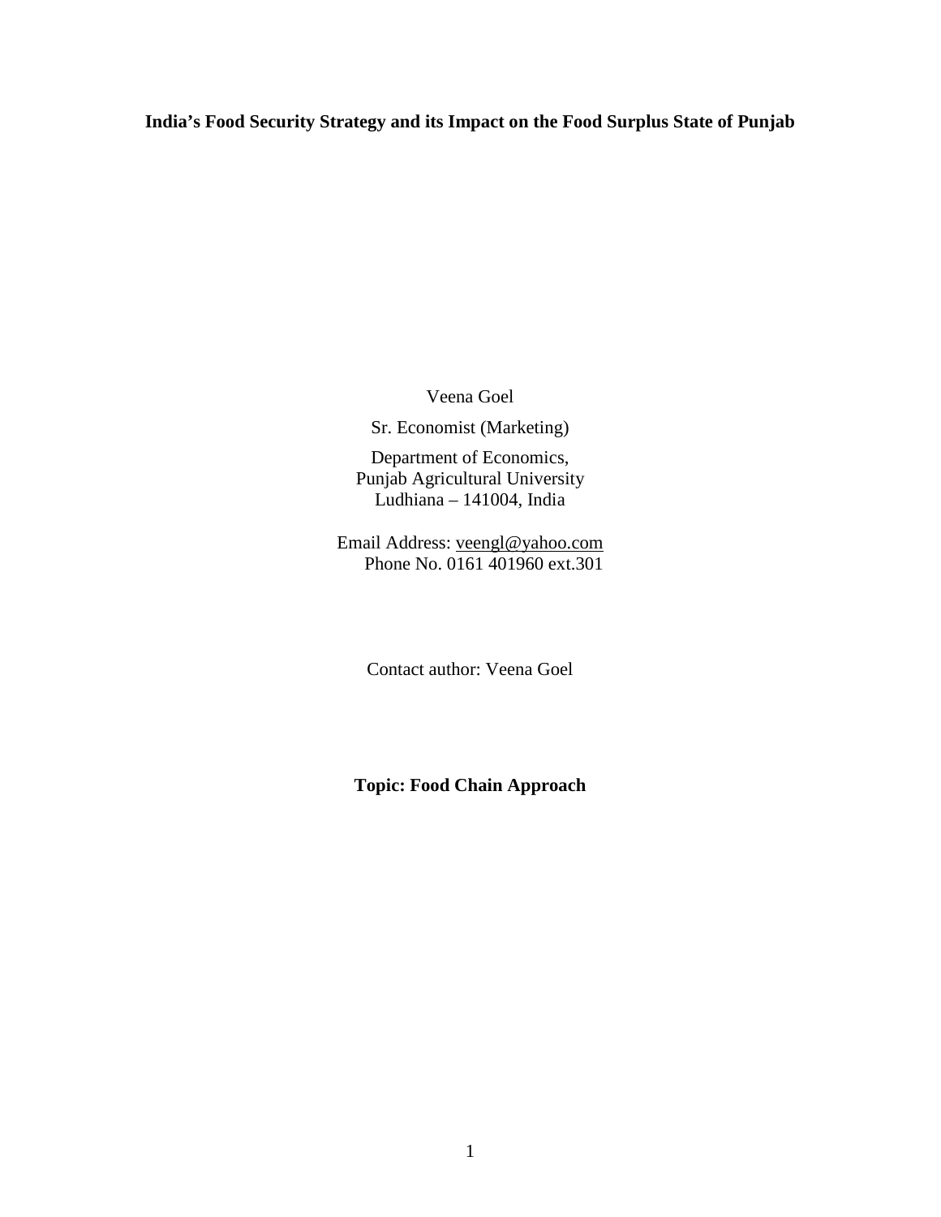**India's Food Security Strategy and its Impact on the Food Surplus State of Punjab**

Veena Goel

Sr. Economist (Marketing)

Department of Economics,
Punjab Agricultural University
Ludhiana – 141004, India

Email Address: veengl@yahoo.com
Phone No. 0161 401960 ext.301

Contact author: Veena Goel

**Topic: Food Chain Approach**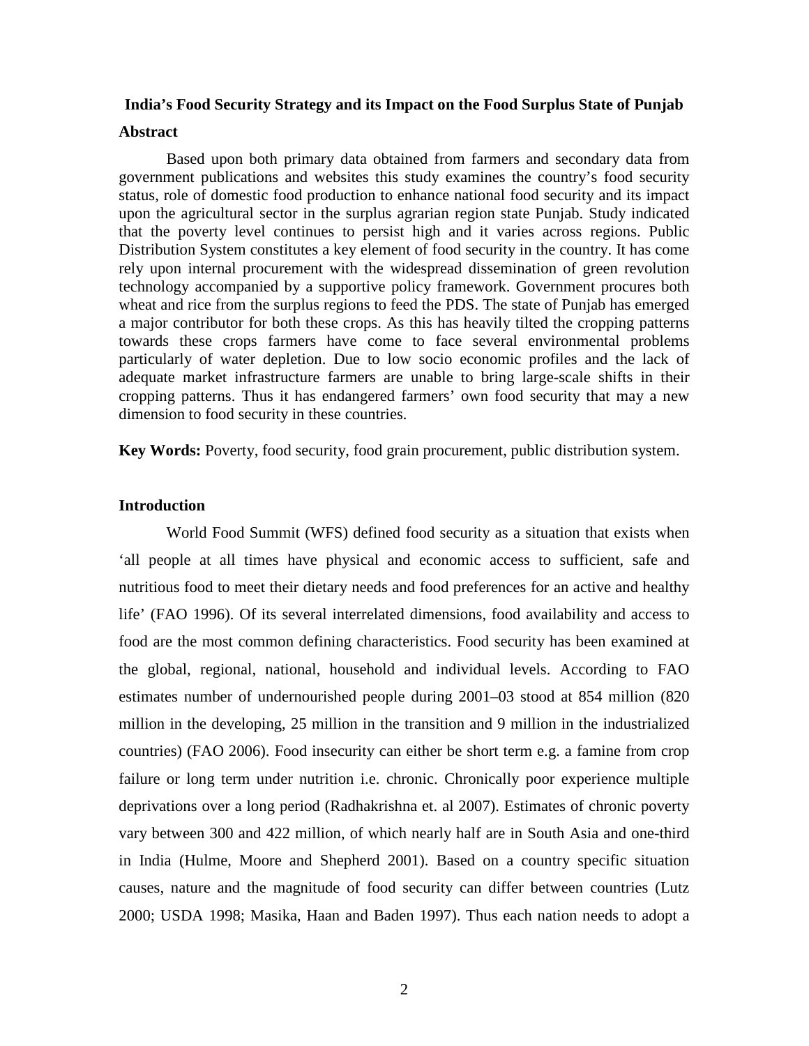**India's Food Security Strategy and its Impact on the Food Surplus State of Punjab**

**Abstract**

Based upon both primary data obtained from farmers and secondary data from government publications and websites this study examines the country's food security status, role of domestic food production to enhance national food security and its impact upon the agricultural sector in the surplus agrarian region state Punjab. Study indicated that the poverty level continues to persist high and it varies across regions. Public Distribution System constitutes a key element of food security in the country. It has come rely upon internal procurement with the widespread dissemination of green revolution technology accompanied by a supportive policy framework. Government procures both wheat and rice from the surplus regions to feed the PDS. The state of Punjab has emerged a major contributor for both these crops. As this has heavily tilted the cropping patterns towards these crops farmers have come to face several environmental problems particularly of water depletion. Due to low socio economic profiles and the lack of adequate market infrastructure farmers are unable to bring large-scale shifts in their cropping patterns. Thus it has endangered farmers' own food security that may a new dimension to food security in these countries.

**Key Words:** Poverty, food security, food grain procurement, public distribution system.

**Introduction**

World Food Summit (WFS) defined food security as a situation that exists when 'all people at all times have physical and economic access to sufficient, safe and nutritious food to meet their dietary needs and food preferences for an active and healthy life' (FAO 1996). Of its several interrelated dimensions, food availability and access to food are the most common defining characteristics. Food security has been examined at the global, regional, national, household and individual levels. According to FAO estimates number of undernourished people during 2001–03 stood at 854 million (820 million in the developing, 25 million in the transition and 9 million in the industrialized countries) (FAO 2006). Food insecurity can either be short term e.g. a famine from crop failure or long term under nutrition i.e. chronic. Chronically poor experience multiple deprivations over a long period (Radhakrishna et. al 2007). Estimates of chronic poverty vary between 300 and 422 million, of which nearly half are in South Asia and one-third in India (Hulme, Moore and Shepherd 2001). Based on a country specific situation causes, nature and the magnitude of food security can differ between countries (Lutz 2000; USDA 1998; Masika, Haan and Baden 1997). Thus each nation needs to adopt a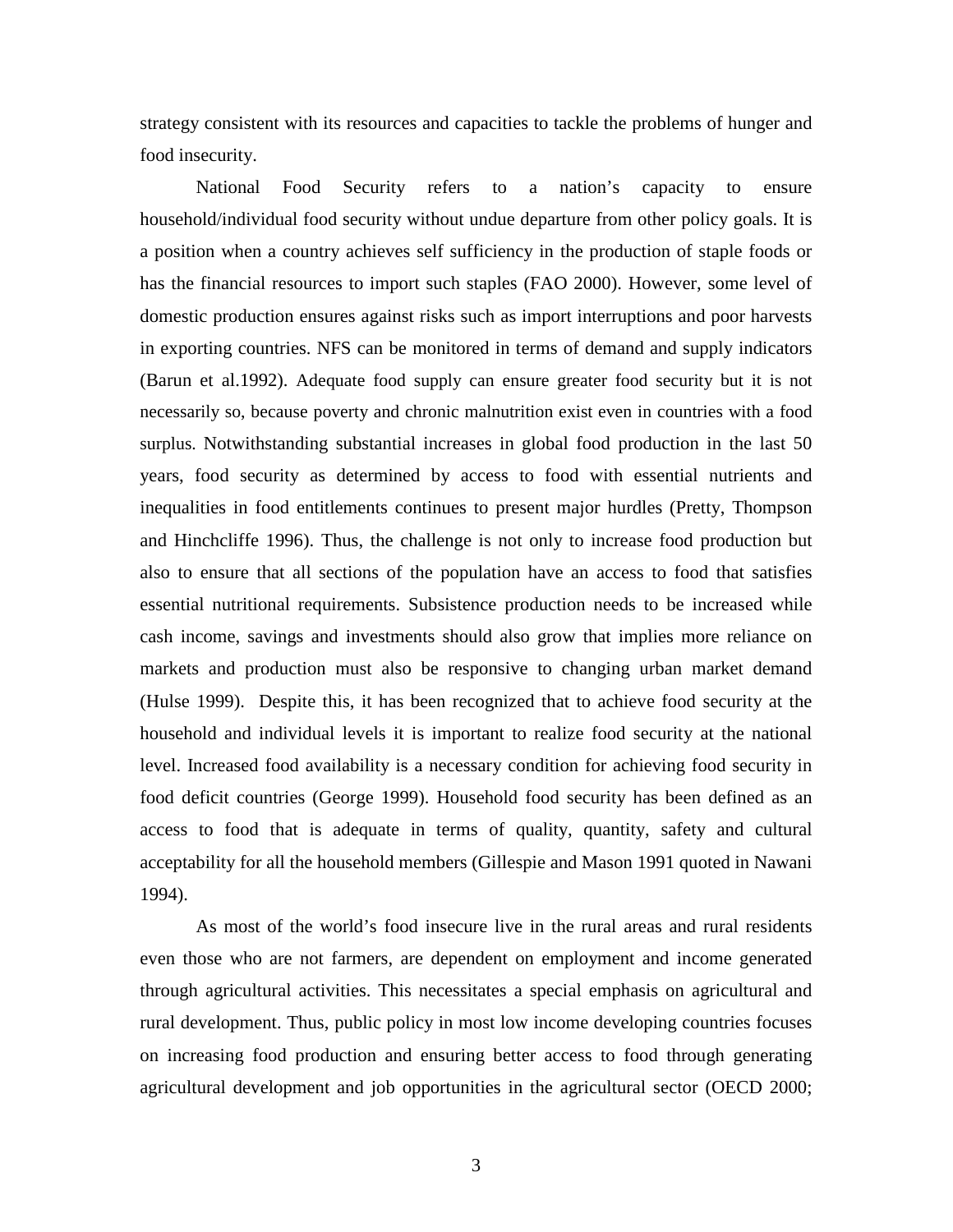strategy consistent with its resources and capacities to tackle the problems of hunger and food insecurity.

National Food Security refers to a nation's capacity to ensure household/individual food security without undue departure from other policy goals. It is a position when a country achieves self sufficiency in the production of staple foods or has the financial resources to import such staples (FAO 2000). However, some level of domestic production ensures against risks such as import interruptions and poor harvests in exporting countries. NFS can be monitored in terms of demand and supply indicators (Barun et al.1992). Adequate food supply can ensure greater food security but it is not necessarily so, because poverty and chronic malnutrition exist even in countries with a food surplus. Notwithstanding substantial increases in global food production in the last 50 years, food security as determined by access to food with essential nutrients and inequalities in food entitlements continues to present major hurdles (Pretty, Thompson and Hinchcliffe 1996). Thus, the challenge is not only to increase food production but also to ensure that all sections of the population have an access to food that satisfies essential nutritional requirements. Subsistence production needs to be increased while cash income, savings and investments should also grow that implies more reliance on markets and production must also be responsive to changing urban market demand (Hulse 1999). Despite this, it has been recognized that to achieve food security at the household and individual levels it is important to realize food security at the national level. Increased food availability is a necessary condition for achieving food security in food deficit countries (George 1999). Household food security has been defined as an access to food that is adequate in terms of quality, quantity, safety and cultural acceptability for all the household members (Gillespie and Mason 1991 quoted in Nawani 1994).

As most of the world's food insecure live in the rural areas and rural residents even those who are not farmers, are dependent on employment and income generated through agricultural activities. This necessitates a special emphasis on agricultural and rural development. Thus, public policy in most low income developing countries focuses on increasing food production and ensuring better access to food through generating agricultural development and job opportunities in the agricultural sector (OECD 2000;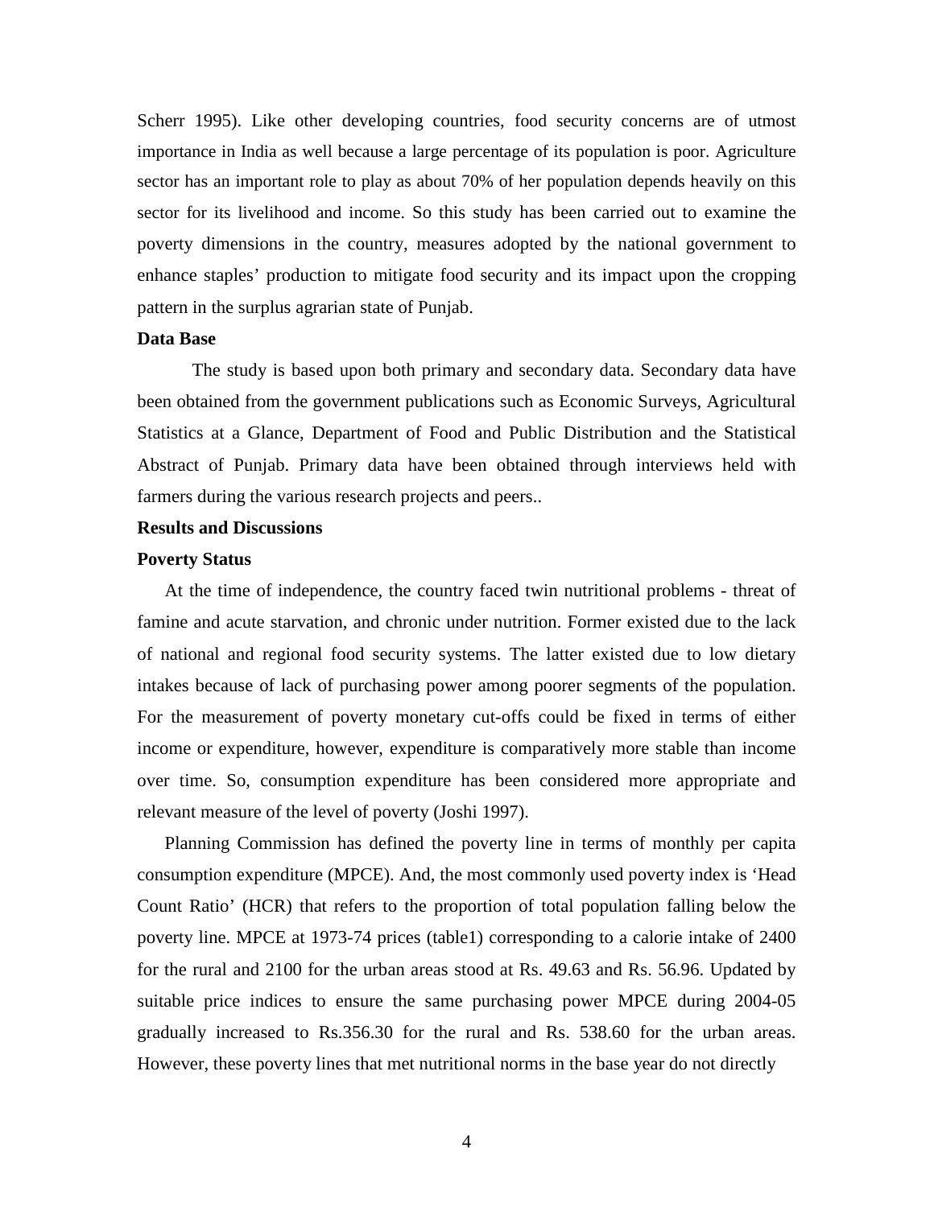Scherr 1995). Like other developing countries, food security concerns are of utmost importance in India as well because a large percentage of its population is poor. Agriculture sector has an important role to play as about 70% of her population depends heavily on this sector for its livelihood and income. So this study has been carried out to examine the poverty dimensions in the country, measures adopted by the national government to enhance staples' production to mitigate food security and its impact upon the cropping pattern in the surplus agrarian state of Punjab.

**Data Base**

The study is based upon both primary and secondary data. Secondary data have been obtained from the government publications such as Economic Surveys, Agricultural Statistics at a Glance, Department of Food and Public Distribution and the Statistical Abstract of Punjab. Primary data have been obtained through interviews held with farmers during the various research projects and peers..

**Results and Discussions**

**Poverty Status**

At the time of independence, the country faced twin nutritional problems - threat of famine and acute starvation, and chronic under nutrition. Former existed due to the lack of national and regional food security systems. The latter existed due to low dietary intakes because of lack of purchasing power among poorer segments of the population. For the measurement of poverty monetary cut-offs could be fixed in terms of either income or expenditure, however, expenditure is comparatively more stable than income over time. So, consumption expenditure has been considered more appropriate and relevant measure of the level of poverty (Joshi 1997).

Planning Commission has defined the poverty line in terms of monthly per capita consumption expenditure (MPCE). And, the most commonly used poverty index is 'Head Count Ratio' (HCR) that refers to the proportion of total population falling below the poverty line. MPCE at 1973-74 prices (table1) corresponding to a calorie intake of 2400 for the rural and 2100 for the urban areas stood at Rs. 49.63 and Rs. 56.96. Updated by suitable price indices to ensure the same purchasing power MPCE during 2004-05 gradually increased to Rs.356.30 for the rural and Rs. 538.60 for the urban areas. However, these poverty lines that met nutritional norms in the base year do not directly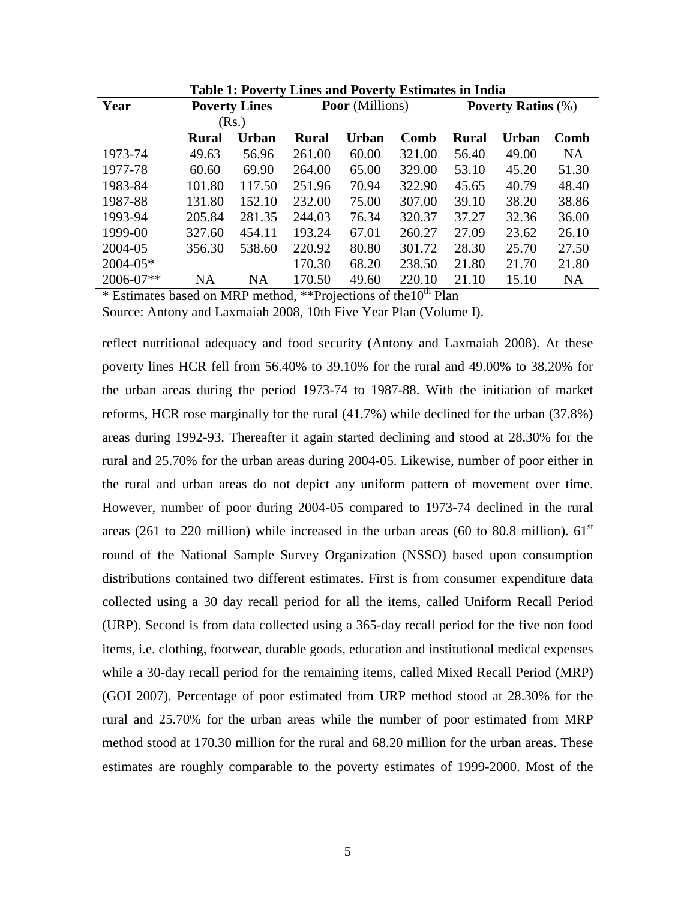**Table 1: Poverty Lines and Poverty Estimates in India**

| Year | Poverty Lines (Rs.) | | Poor (Millions) | | | Poverty Ratios (%) | | |
|---|---|---|---|---|---|---|---|---|
| | Rural | Urban | Rural | Urban | Comb | Rural | Urban | Comb |
| 1973-74 | 49.63 | 56.96 | 261.00 | 60.00 | 321.00 | 56.40 | 49.00 | NA |
| 1977-78 | 60.60 | 69.90 | 264.00 | 65.00 | 329.00 | 53.10 | 45.20 | 51.30 |
| 1983-84 | 101.80 | 117.50 | 251.96 | 70.94 | 322.90 | 45.65 | 40.79 | 48.40 |
| 1987-88 | 131.80 | 152.10 | 232.00 | 75.00 | 307.00 | 39.10 | 38.20 | 38.86 |
| 1993-94 | 205.84 | 281.35 | 244.03 | 76.34 | 320.37 | 37.27 | 32.36 | 36.00 |
| 1999-00 | 327.60 | 454.11 | 193.24 | 67.01 | 260.27 | 27.09 | 23.62 | 26.10 |
| 2004-05 | 356.30 | 538.60 | 220.92 | 80.80 | 301.72 | 28.30 | 25.70 | 27.50 |
| 2004-05* | | | 170.30 | 68.20 | 238.50 | 21.80 | 21.70 | 21.80 |
| 2006-07** | NA | NA | 170.50 | 49.60 | 220.10 | 21.10 | 15.10 | NA |

* Estimates based on MRP method, **Projections of the10th Plan

Source: Antony and Laxmaiah 2008, 10th Five Year Plan (Volume I).

reflect nutritional adequacy and food security (Antony and Laxmaiah 2008). At these poverty lines HCR fell from 56.40% to 39.10% for the rural and 49.00% to 38.20% for the urban areas during the period 1973-74 to 1987-88. With the initiation of market reforms, HCR rose marginally for the rural (41.7%) while declined for the urban (37.8%) areas during 1992-93. Thereafter it again started declining and stood at 28.30% for the rural and 25.70% for the urban areas during 2004-05. Likewise, number of poor either in the rural and urban areas do not depict any uniform pattern of movement over time. However, number of poor during 2004-05 compared to 1973-74 declined in the rural areas (261 to 220 million) while increased in the urban areas (60 to 80.8 million). 61st round of the National Sample Survey Organization (NSSO) based upon consumption distributions contained two different estimates. First is from consumer expenditure data collected using a 30 day recall period for all the items, called Uniform Recall Period (URP). Second is from data collected using a 365-day recall period for the five non food items, i.e. clothing, footwear, durable goods, education and institutional medical expenses while a 30-day recall period for the remaining items, called Mixed Recall Period (MRP) (GOI 2007). Percentage of poor estimated from URP method stood at 28.30% for the rural and 25.70% for the urban areas while the number of poor estimated from MRP method stood at 170.30 million for the rural and 68.20 million for the urban areas. These estimates are roughly comparable to the poverty estimates of 1999-2000. Most of the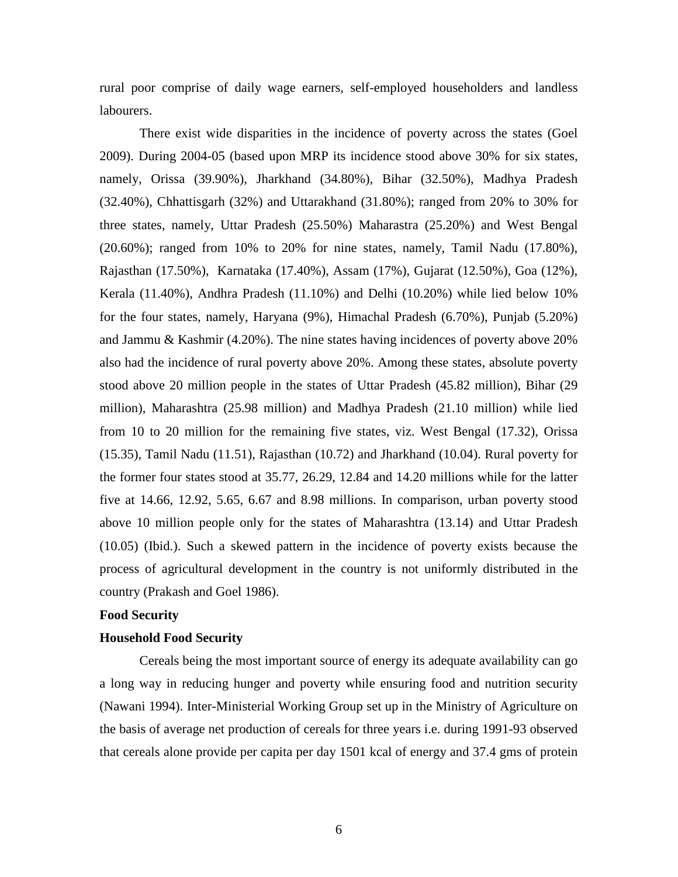rural poor comprise of daily wage earners, self-employed householders and landless labourers.

There exist wide disparities in the incidence of poverty across the states (Goel 2009). During 2004-05 (based upon MRP its incidence stood above 30% for six states, namely, Orissa (39.90%), Jharkhand (34.80%), Bihar (32.50%), Madhya Pradesh (32.40%), Chhattisgarh (32%) and Uttarakhand (31.80%); ranged from 20% to 30% for three states, namely, Uttar Pradesh (25.50%) Maharastra (25.20%) and West Bengal (20.60%); ranged from 10% to 20% for nine states, namely, Tamil Nadu (17.80%), Rajasthan (17.50%), Karnataka (17.40%), Assam (17%), Gujarat (12.50%), Goa (12%), Kerala (11.40%), Andhra Pradesh (11.10%) and Delhi (10.20%) while lied below 10% for the four states, namely, Haryana (9%), Himachal Pradesh (6.70%), Punjab (5.20%) and Jammu & Kashmir (4.20%). The nine states having incidences of poverty above 20% also had the incidence of rural poverty above 20%. Among these states, absolute poverty stood above 20 million people in the states of Uttar Pradesh (45.82 million), Bihar (29 million), Maharashtra (25.98 million) and Madhya Pradesh (21.10 million) while lied from 10 to 20 million for the remaining five states, viz. West Bengal (17.32), Orissa (15.35), Tamil Nadu (11.51), Rajasthan (10.72) and Jharkhand (10.04). Rural poverty for the former four states stood at 35.77, 26.29, 12.84 and 14.20 millions while for the latter five at 14.66, 12.92, 5.65, 6.67 and 8.98 millions. In comparison, urban poverty stood above 10 million people only for the states of Maharashtra (13.14) and Uttar Pradesh (10.05) (Ibid.). Such a skewed pattern in the incidence of poverty exists because the process of agricultural development in the country is not uniformly distributed in the country (Prakash and Goel 1986).

## Food Security

### Household Food Security

Cereals being the most important source of energy its adequate availability can go a long way in reducing hunger and poverty while ensuring food and nutrition security (Nawani 1994). Inter-Ministerial Working Group set up in the Ministry of Agriculture on the basis of average net production of cereals for three years i.e. during 1991-93 observed that cereals alone provide per capita per day 1501 kcal of energy and 37.4 gms of protein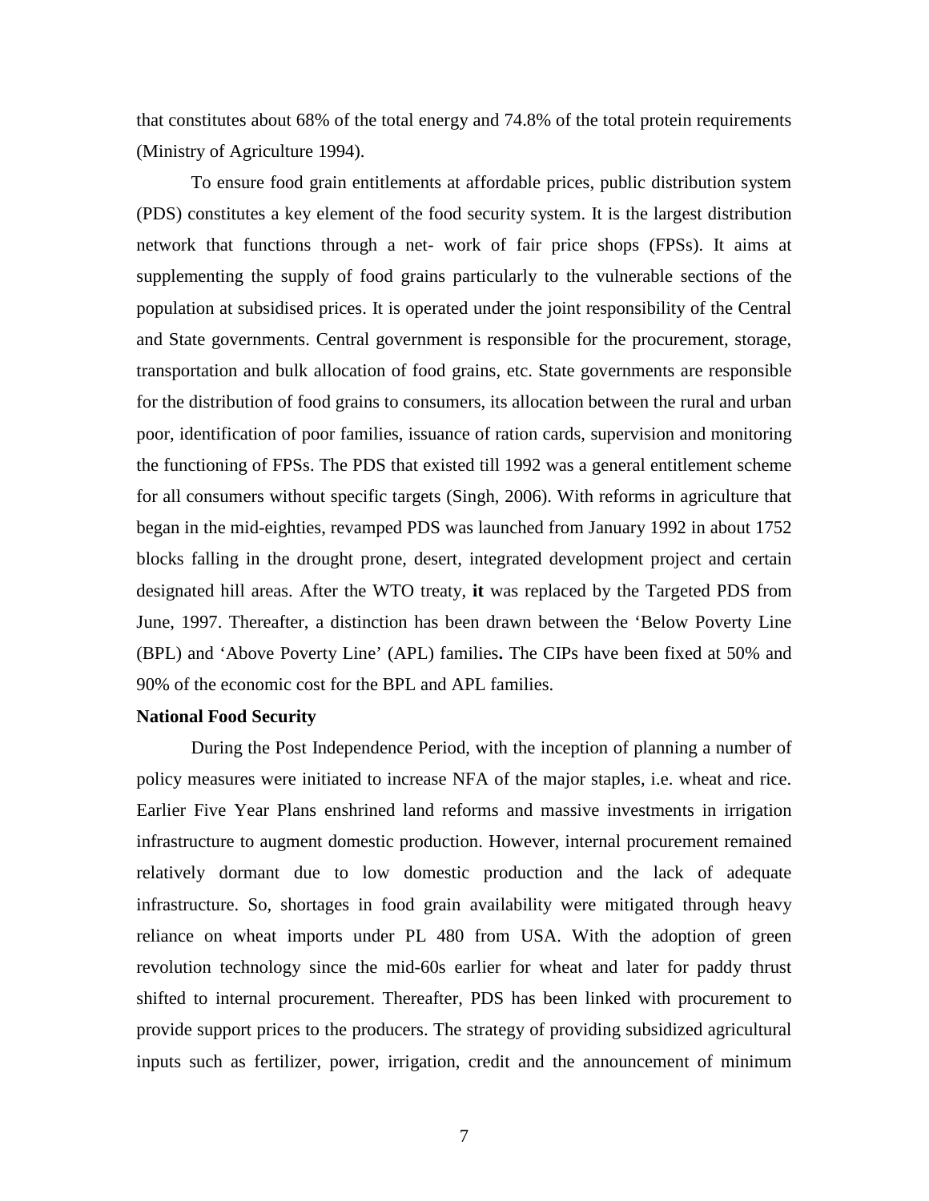that constitutes about 68% of the total energy and 74.8% of the total protein requirements (Ministry of Agriculture 1994).

To ensure food grain entitlements at affordable prices, public distribution system (PDS) constitutes a key element of the food security system. It is the largest distribution network that functions through a net- work of fair price shops (FPSs). It aims at supplementing the supply of food grains particularly to the vulnerable sections of the population at subsidised prices. It is operated under the joint responsibility of the Central and State governments. Central government is responsible for the procurement, storage, transportation and bulk allocation of food grains, etc. State governments are responsible for the distribution of food grains to consumers, its allocation between the rural and urban poor, identification of poor families, issuance of ration cards, supervision and monitoring the functioning of FPSs. The PDS that existed till 1992 was a general entitlement scheme for all consumers without specific targets (Singh, 2006). With reforms in agriculture that began in the mid-eighties, revamped PDS was launched from January 1992 in about 1752 blocks falling in the drought prone, desert, integrated development project and certain designated hill areas. After the WTO treaty, **it** was replaced by the Targeted PDS from June, 1997. Thereafter, a distinction has been drawn between the 'Below Poverty Line (BPL) and 'Above Poverty Line' (APL) families**.** The CIPs have been fixed at 50% and 90% of the economic cost for the BPL and APL families.

**National Food Security**

During the Post Independence Period, with the inception of planning a number of policy measures were initiated to increase NFA of the major staples, i.e. wheat and rice. Earlier Five Year Plans enshrined land reforms and massive investments in irrigation infrastructure to augment domestic production. However, internal procurement remained relatively dormant due to low domestic production and the lack of adequate infrastructure. So, shortages in food grain availability were mitigated through heavy reliance on wheat imports under PL 480 from USA. With the adoption of green revolution technology since the mid-60s earlier for wheat and later for paddy thrust shifted to internal procurement. Thereafter, PDS has been linked with procurement to provide support prices to the producers. The strategy of providing subsidized agricultural inputs such as fertilizer, power, irrigation, credit and the announcement of minimum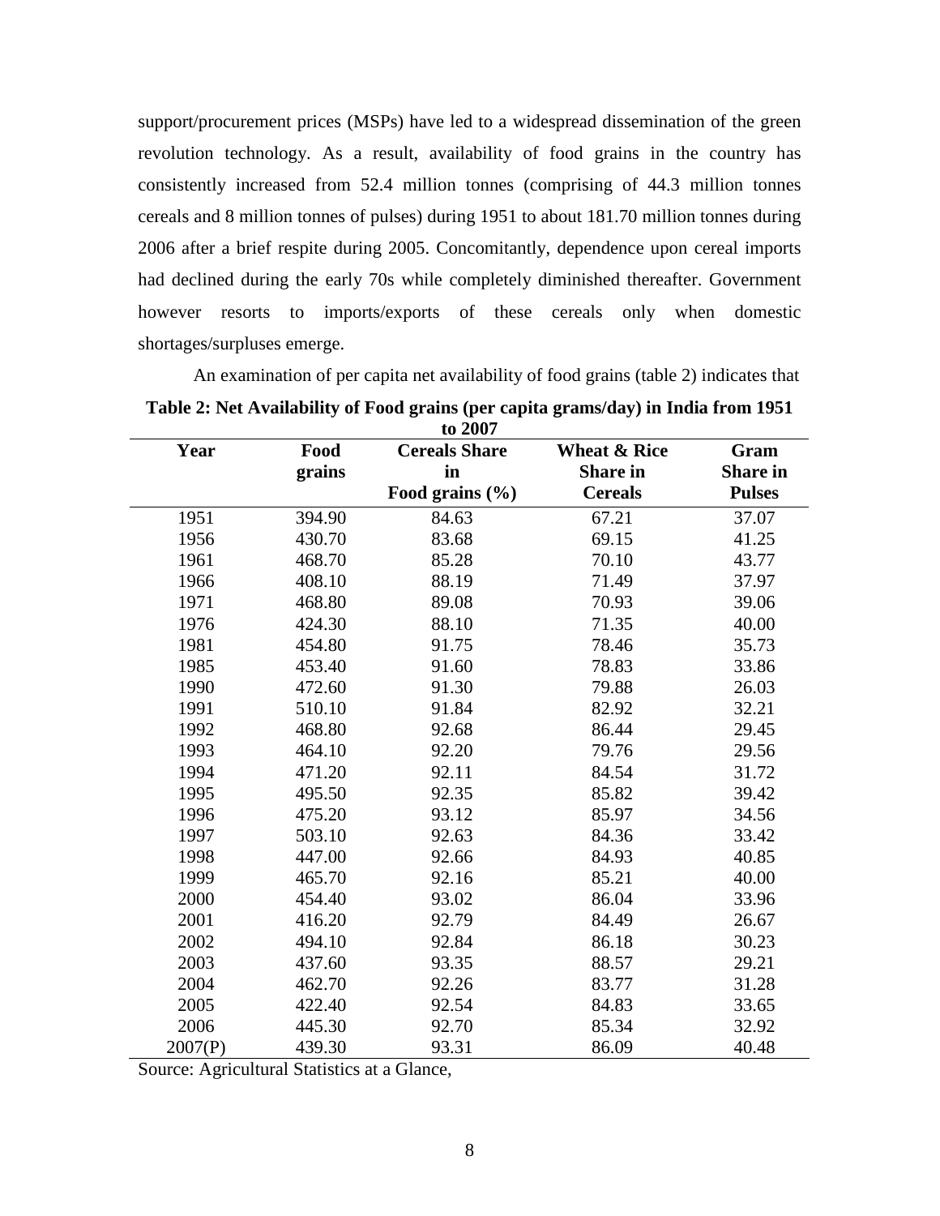support/procurement prices (MSPs) have led to a widespread dissemination of the green revolution technology. As a result, availability of food grains in the country has consistently increased from 52.4 million tonnes (comprising of 44.3 million tonnes cereals and 8 million tonnes of pulses) during 1951 to about 181.70 million tonnes during 2006 after a brief respite during 2005. Concomitantly, dependence upon cereal imports had declined during the early 70s while completely diminished thereafter. Government however resorts to imports/exports of these cereals only when domestic shortages/surpluses emerge.

An examination of per capita net availability of food grains (table 2) indicates that

**Table 2: Net Availability of Food grains (per capita grams/day) in India from 1951 to 2007**

| Year | Food grains | Cereals Share in Food grains (%) | Wheat & Rice Share in Cereals | Gram Share in Pulses |
|---|---|---|---|---|
| 1951 | 394.90 | 84.63 | 67.21 | 37.07 |
| 1956 | 430.70 | 83.68 | 69.15 | 41.25 |
| 1961 | 468.70 | 85.28 | 70.10 | 43.77 |
| 1966 | 408.10 | 88.19 | 71.49 | 37.97 |
| 1971 | 468.80 | 89.08 | 70.93 | 39.06 |
| 1976 | 424.30 | 88.10 | 71.35 | 40.00 |
| 1981 | 454.80 | 91.75 | 78.46 | 35.73 |
| 1985 | 453.40 | 91.60 | 78.83 | 33.86 |
| 1990 | 472.60 | 91.30 | 79.88 | 26.03 |
| 1991 | 510.10 | 91.84 | 82.92 | 32.21 |
| 1992 | 468.80 | 92.68 | 86.44 | 29.45 |
| 1993 | 464.10 | 92.20 | 79.76 | 29.56 |
| 1994 | 471.20 | 92.11 | 84.54 | 31.72 |
| 1995 | 495.50 | 92.35 | 85.82 | 39.42 |
| 1996 | 475.20 | 93.12 | 85.97 | 34.56 |
| 1997 | 503.10 | 92.63 | 84.36 | 33.42 |
| 1998 | 447.00 | 92.66 | 84.93 | 40.85 |
| 1999 | 465.70 | 92.16 | 85.21 | 40.00 |
| 2000 | 454.40 | 93.02 | 86.04 | 33.96 |
| 2001 | 416.20 | 92.79 | 84.49 | 26.67 |
| 2002 | 494.10 | 92.84 | 86.18 | 30.23 |
| 2003 | 437.60 | 93.35 | 88.57 | 29.21 |
| 2004 | 462.70 | 92.26 | 83.77 | 31.28 |
| 2005 | 422.40 | 92.54 | 84.83 | 33.65 |
| 2006 | 445.30 | 92.70 | 85.34 | 32.92 |
| 2007(P) | 439.30 | 93.31 | 86.09 | 40.48 |

Source: Agricultural Statistics at a Glance,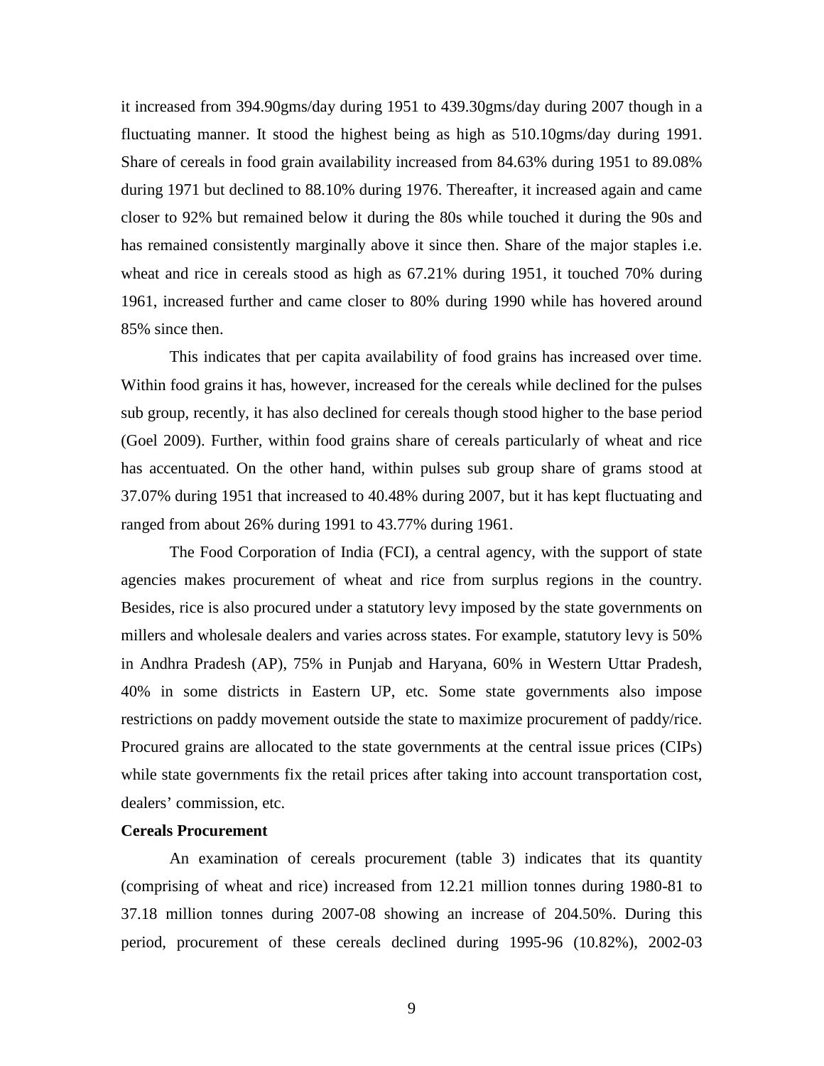it increased from 394.90gms/day during 1951 to 439.30gms/day during 2007 though in a fluctuating manner. It stood the highest being as high as 510.10gms/day during 1991. Share of cereals in food grain availability increased from 84.63% during 1951 to 89.08% during 1971 but declined to 88.10% during 1976. Thereafter, it increased again and came closer to 92% but remained below it during the 80s while touched it during the 90s and has remained consistently marginally above it since then. Share of the major staples i.e. wheat and rice in cereals stood as high as 67.21% during 1951, it touched 70% during 1961, increased further and came closer to 80% during 1990 while has hovered around 85% since then.

This indicates that per capita availability of food grains has increased over time. Within food grains it has, however, increased for the cereals while declined for the pulses sub group, recently, it has also declined for cereals though stood higher to the base period (Goel 2009). Further, within food grains share of cereals particularly of wheat and rice has accentuated. On the other hand, within pulses sub group share of grams stood at 37.07% during 1951 that increased to 40.48% during 2007, but it has kept fluctuating and ranged from about 26% during 1991 to 43.77% during 1961.

The Food Corporation of India (FCI), a central agency, with the support of state agencies makes procurement of wheat and rice from surplus regions in the country. Besides, rice is also procured under a statutory levy imposed by the state governments on millers and wholesale dealers and varies across states. For example, statutory levy is 50% in Andhra Pradesh (AP), 75% in Punjab and Haryana, 60% in Western Uttar Pradesh, 40% in some districts in Eastern UP, etc. Some state governments also impose restrictions on paddy movement outside the state to maximize procurement of paddy/rice. Procured grains are allocated to the state governments at the central issue prices (CIPs) while state governments fix the retail prices after taking into account transportation cost, dealers' commission, etc.

**Cereals Procurement**

An examination of cereals procurement (table 3) indicates that its quantity (comprising of wheat and rice) increased from 12.21 million tonnes during 1980-81 to 37.18 million tonnes during 2007-08 showing an increase of 204.50%. During this period, procurement of these cereals declined during 1995-96 (10.82%), 2002-03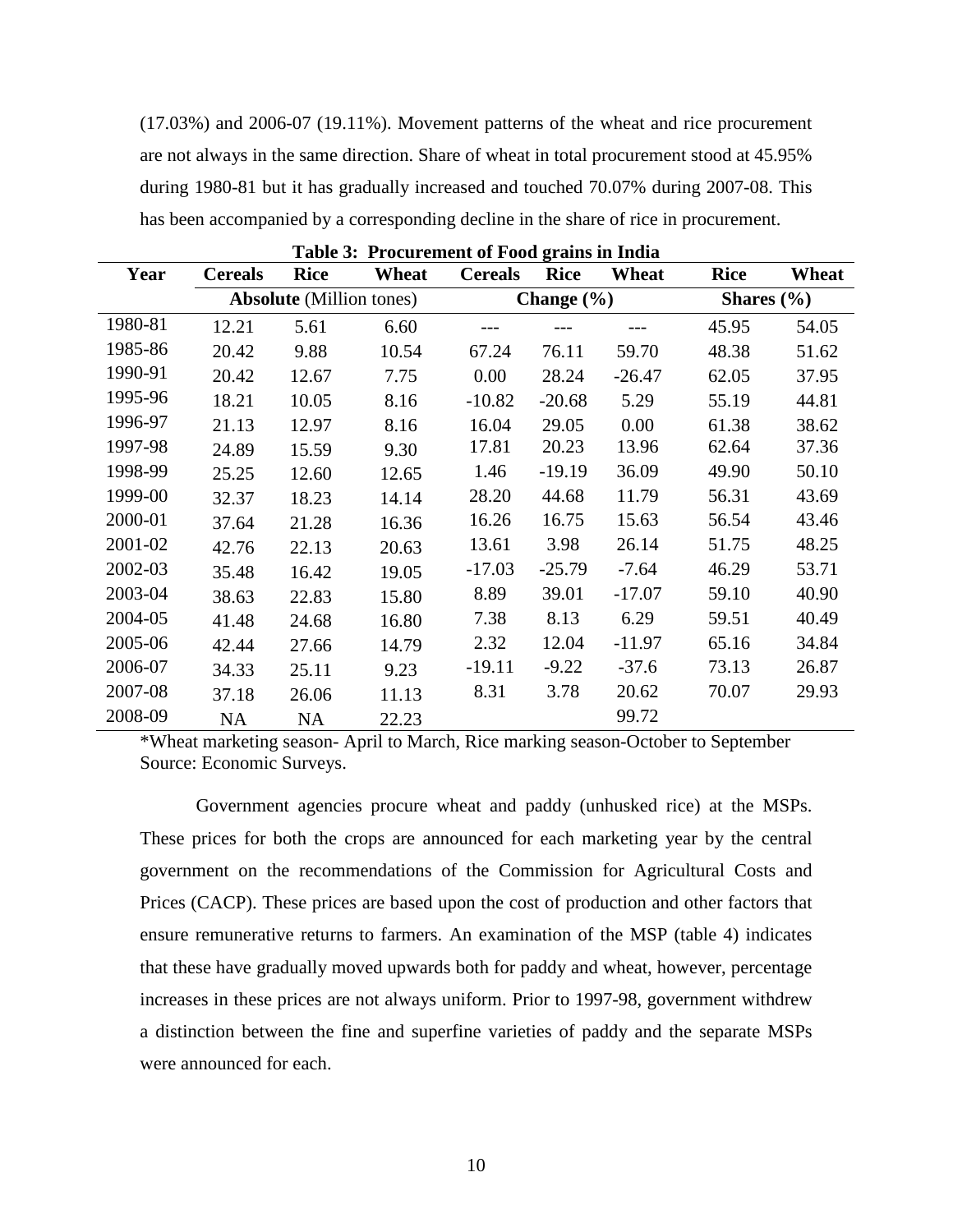(17.03%) and 2006-07 (19.11%). Movement patterns of the wheat and rice procurement are not always in the same direction. Share of wheat in total procurement stood at 45.95% during 1980-81 but it has gradually increased and touched 70.07% during 2007-08. This has been accompanied by a corresponding decline in the share of rice in procurement.

**Table 3: Procurement of Food grains in India**

| Year | Cereals | Rice | Wheat | Cereals | Rice | Wheat | Rice | Wheat |
|---|---|---|---|---|---|---|---|---|
| | **Absolute** (Million tones) | | | Change (%) | | | Shares (%) | |
| 1980-81 | 12.21 | 5.61 | 6.60 | --- | --- | --- | 45.95 | 54.05 |
| 1985-86 | 20.42 | 9.88 | 10.54 | 67.24 | 76.11 | 59.70 | 48.38 | 51.62 |
| 1990-91 | 20.42 | 12.67 | 7.75 | 0.00 | 28.24 | -26.47 | 62.05 | 37.95 |
| 1995-96 | 18.21 | 10.05 | 8.16 | -10.82 | -20.68 | 5.29 | 55.19 | 44.81 |
| 1996-97 | 21.13 | 12.97 | 8.16 | 16.04 | 29.05 | 0.00 | 61.38 | 38.62 |
| 1997-98 | 24.89 | 15.59 | 9.30 | 17.81 | 20.23 | 13.96 | 62.64 | 37.36 |
| 1998-99 | 25.25 | 12.60 | 12.65 | 1.46 | -19.19 | 36.09 | 49.90 | 50.10 |
| 1999-00 | 32.37 | 18.23 | 14.14 | 28.20 | 44.68 | 11.79 | 56.31 | 43.69 |
| 2000-01 | 37.64 | 21.28 | 16.36 | 16.26 | 16.75 | 15.63 | 56.54 | 43.46 |
| 2001-02 | 42.76 | 22.13 | 20.63 | 13.61 | 3.98 | 26.14 | 51.75 | 48.25 |
| 2002-03 | 35.48 | 16.42 | 19.05 | -17.03 | -25.79 | -7.64 | 46.29 | 53.71 |
| 2003-04 | 38.63 | 22.83 | 15.80 | 8.89 | 39.01 | -17.07 | 59.10 | 40.90 |
| 2004-05 | 41.48 | 24.68 | 16.80 | 7.38 | 8.13 | 6.29 | 59.51 | 40.49 |
| 2005-06 | 42.44 | 27.66 | 14.79 | 2.32 | 12.04 | -11.97 | 65.16 | 34.84 |
| 2006-07 | 34.33 | 25.11 | 9.23 | -19.11 | -9.22 | -37.6 | 73.13 | 26.87 |
| 2007-08 | 37.18 | 26.06 | 11.13 | 8.31 | 3.78 | 20.62 | 70.07 | 29.93 |
| 2008-09 | NA | NA | 22.23 | | | 99.72 | | |

*Wheat marketing season- April to March, Rice marking season-October to September
Source: Economic Surveys.

Government agencies procure wheat and paddy (unhusked rice) at the MSPs. These prices for both the crops are announced for each marketing year by the central government on the recommendations of the Commission for Agricultural Costs and Prices (CACP). These prices are based upon the cost of production and other factors that ensure remunerative returns to farmers. An examination of the MSP (table 4) indicates that these have gradually moved upwards both for paddy and wheat, however, percentage increases in these prices are not always uniform. Prior to 1997-98, government withdrew a distinction between the fine and superfine varieties of paddy and the separate MSPs were announced for each.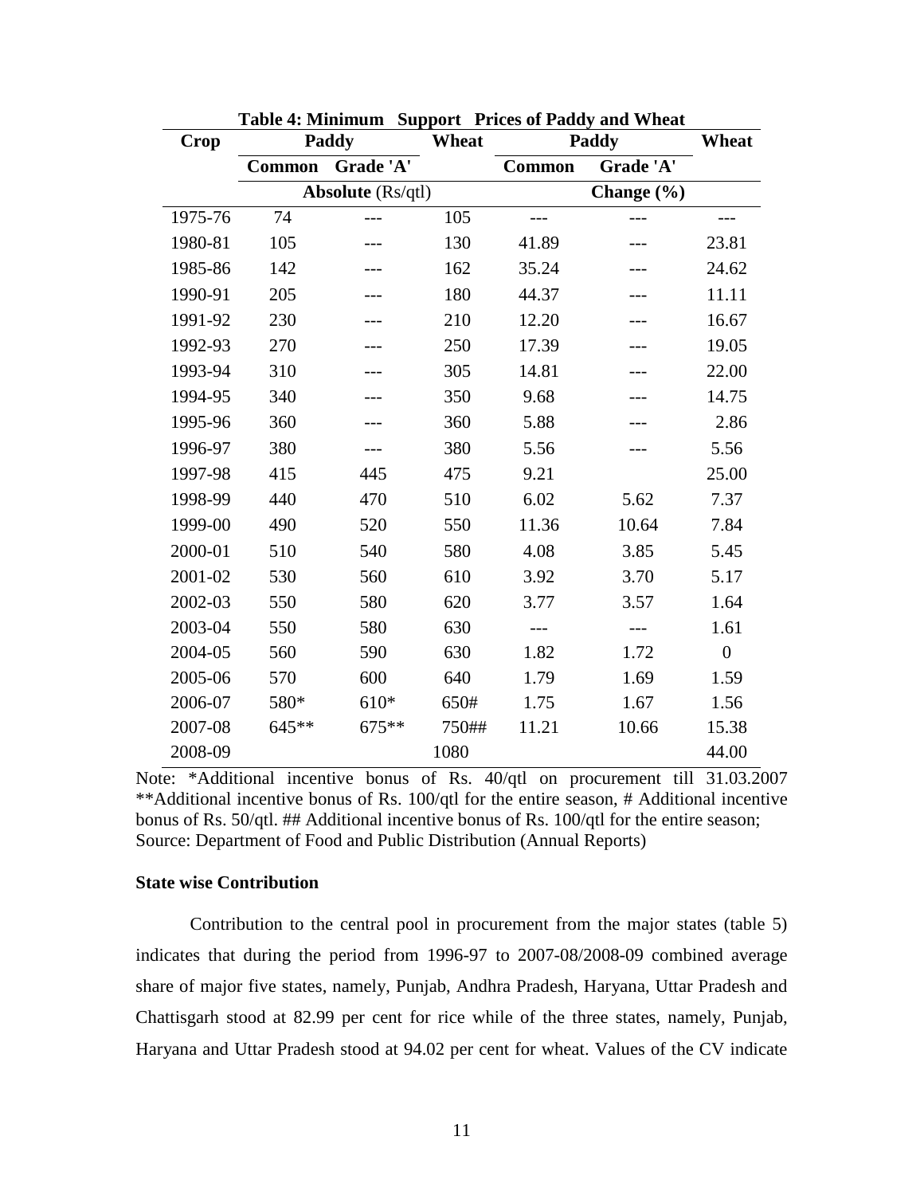**Table 4: Minimum Support Prices of Paddy and Wheat**

| Crop | Paddy | | Wheat | Paddy | | Wheat |
|---|---|---|---|---|---|---|
| | Common | Grade 'A' | | Common | Grade 'A' | |
| | Absolute (Rs/qtl) | | | Change (%) | | |
| 1975-76 | 74 | --- | 105 | --- | --- | --- |
| 1980-81 | 105 | --- | 130 | 41.89 | --- | 23.81 |
| 1985-86 | 142 | --- | 162 | 35.24 | --- | 24.62 |
| 1990-91 | 205 | --- | 180 | 44.37 | --- | 11.11 |
| 1991-92 | 230 | --- | 210 | 12.20 | --- | 16.67 |
| 1992-93 | 270 | --- | 250 | 17.39 | --- | 19.05 |
| 1993-94 | 310 | --- | 305 | 14.81 | --- | 22.00 |
| 1994-95 | 340 | --- | 350 | 9.68 | --- | 14.75 |
| 1995-96 | 360 | --- | 360 | 5.88 | --- | 2.86 |
| 1996-97 | 380 | --- | 380 | 5.56 | --- | 5.56 |
| 1997-98 | 415 | 445 | 475 | 9.21 | | 25.00 |
| 1998-99 | 440 | 470 | 510 | 6.02 | 5.62 | 7.37 |
| 1999-00 | 490 | 520 | 550 | 11.36 | 10.64 | 7.84 |
| 2000-01 | 510 | 540 | 580 | 4.08 | 3.85 | 5.45 |
| 2001-02 | 530 | 560 | 610 | 3.92 | 3.70 | 5.17 |
| 2002-03 | 550 | 580 | 620 | 3.77 | 3.57 | 1.64 |
| 2003-04 | 550 | 580 | 630 | --- | --- | 1.61 |
| 2004-05 | 560 | 590 | 630 | 1.82 | 1.72 | 0 |
| 2005-06 | 570 | 600 | 640 | 1.79 | 1.69 | 1.59 |
| 2006-07 | 580* | 610* | 650# | 1.75 | 1.67 | 1.56 |
| 2007-08 | 645** | 675** | 750## | 11.21 | 10.66 | 15.38 |
| 2008-09 | | | 1080 | | | 44.00 |

Note: *Additional incentive bonus of Rs. 40/qtl on procurement till 31.03.2007 **Additional incentive bonus of Rs. 100/qtl for the entire season, # Additional incentive bonus of Rs. 50/qtl. ## Additional incentive bonus of Rs. 100/qtl for the entire season; Source: Department of Food and Public Distribution (Annual Reports)

### State wise Contribution

Contribution to the central pool in procurement from the major states (table 5) indicates that during the period from 1996-97 to 2007-08/2008-09 combined average share of major five states, namely, Punjab, Andhra Pradesh, Haryana, Uttar Pradesh and Chattisgarh stood at 82.99 per cent for rice while of the three states, namely, Punjab, Haryana and Uttar Pradesh stood at 94.02 per cent for wheat. Values of the CV indicate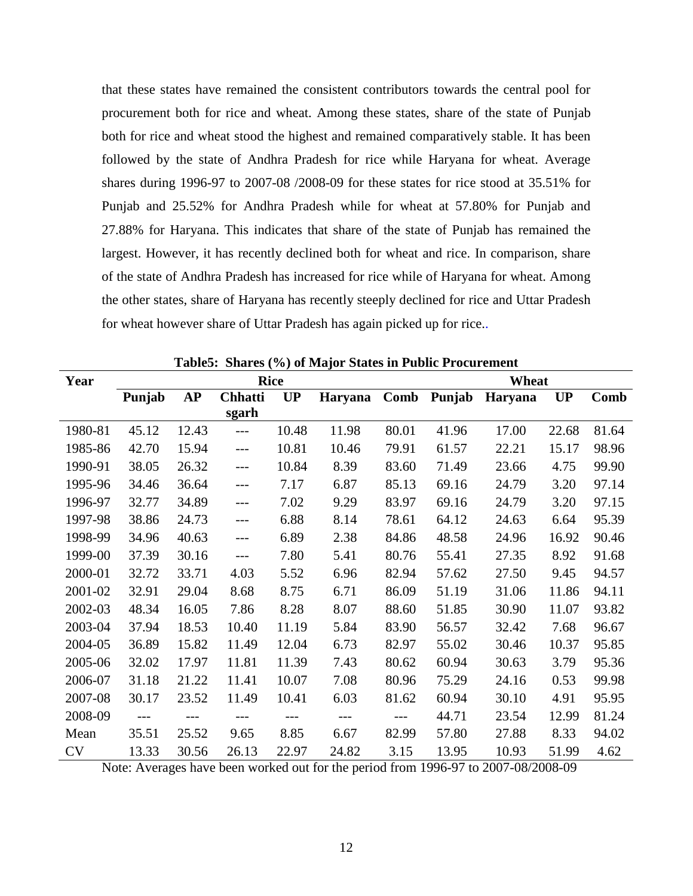that these states have remained the consistent contributors towards the central pool for procurement both for rice and wheat. Among these states, share of the state of Punjab both for rice and wheat stood the highest and remained comparatively stable. It has been followed by the state of Andhra Pradesh for rice while Haryana for wheat. Average shares during 1996-97 to 2007-08 /2008-09 for these states for rice stood at 35.51% for Punjab and 25.52% for Andhra Pradesh while for wheat at 57.80% for Punjab and 27.88% for Haryana. This indicates that share of the state of Punjab has remained the largest. However, it has recently declined both for wheat and rice. In comparison, share of the state of Andhra Pradesh has increased for rice while of Haryana for wheat. Among the other states, share of Haryana has recently steeply declined for rice and Uttar Pradesh for wheat however share of Uttar Pradesh has again picked up for rice..

**Table5: Shares (%) of Major States in Public Procurement**

| Year | Rice | | | | | | Wheat | | | |
|---|---|---|---|---|---|---|---|---|---|---|
| | Punjab | AP | Chhattisgarh | UP | Haryana | Comb | Punjab | Haryana | UP | Comb |
| 1980-81 | 45.12 | 12.43 | --- | 10.48 | 11.98 | 80.01 | 41.96 | 17.00 | 22.68 | 81.64 |
| 1985-86 | 42.70 | 15.94 | --- | 10.81 | 10.46 | 79.91 | 61.57 | 22.21 | 15.17 | 98.96 |
| 1990-91 | 38.05 | 26.32 | --- | 10.84 | 8.39 | 83.60 | 71.49 | 23.66 | 4.75 | 99.90 |
| 1995-96 | 34.46 | 36.64 | --- | 7.17 | 6.87 | 85.13 | 69.16 | 24.79 | 3.20 | 97.14 |
| 1996-97 | 32.77 | 34.89 | --- | 7.02 | 9.29 | 83.97 | 69.16 | 24.79 | 3.20 | 97.15 |
| 1997-98 | 38.86 | 24.73 | --- | 6.88 | 8.14 | 78.61 | 64.12 | 24.63 | 6.64 | 95.39 |
| 1998-99 | 34.96 | 40.63 | --- | 6.89 | 2.38 | 84.86 | 48.58 | 24.96 | 16.92 | 90.46 |
| 1999-00 | 37.39 | 30.16 | --- | 7.80 | 5.41 | 80.76 | 55.41 | 27.35 | 8.92 | 91.68 |
| 2000-01 | 32.72 | 33.71 | 4.03 | 5.52 | 6.96 | 82.94 | 57.62 | 27.50 | 9.45 | 94.57 |
| 2001-02 | 32.91 | 29.04 | 8.68 | 8.75 | 6.71 | 86.09 | 51.19 | 31.06 | 11.86 | 94.11 |
| 2002-03 | 48.34 | 16.05 | 7.86 | 8.28 | 8.07 | 88.60 | 51.85 | 30.90 | 11.07 | 93.82 |
| 2003-04 | 37.94 | 18.53 | 10.40 | 11.19 | 5.84 | 83.90 | 56.57 | 32.42 | 7.68 | 96.67 |
| 2004-05 | 36.89 | 15.82 | 11.49 | 12.04 | 6.73 | 82.97 | 55.02 | 30.46 | 10.37 | 95.85 |
| 2005-06 | 32.02 | 17.97 | 11.81 | 11.39 | 7.43 | 80.62 | 60.94 | 30.63 | 3.79 | 95.36 |
| 2006-07 | 31.18 | 21.22 | 11.41 | 10.07 | 7.08 | 80.96 | 75.29 | 24.16 | 0.53 | 99.98 |
| 2007-08 | 30.17 | 23.52 | 11.49 | 10.41 | 6.03 | 81.62 | 60.94 | 30.10 | 4.91 | 95.95 |
| 2008-09 | --- | --- | --- | --- | --- | --- | 44.71 | 23.54 | 12.99 | 81.24 |
| Mean | 35.51 | 25.52 | 9.65 | 8.85 | 6.67 | 82.99 | 57.80 | 27.88 | 8.33 | 94.02 |
| CV | 13.33 | 30.56 | 26.13 | 22.97 | 24.82 | 3.15 | 13.95 | 10.93 | 51.99 | 4.62 |

Note: Averages have been worked out for the period from 1996-97 to 2007-08/2008-09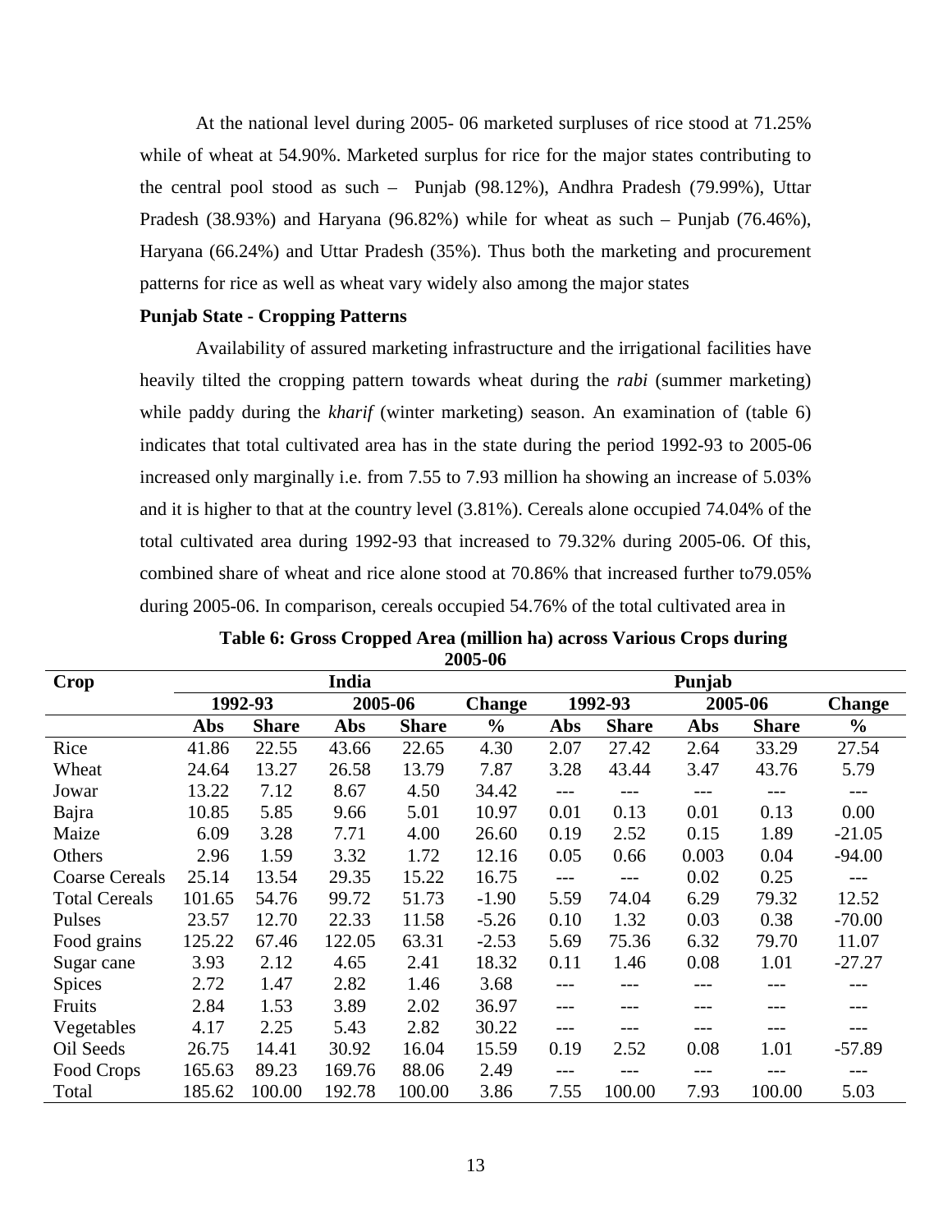At the national level during 2005- 06 marketed surpluses of rice stood at 71.25% while of wheat at 54.90%. Marketed surplus for rice for the major states contributing to the central pool stood as such – Punjab (98.12%), Andhra Pradesh (79.99%), Uttar Pradesh (38.93%) and Haryana (96.82%) while for wheat as such – Punjab (76.46%), Haryana (66.24%) and Uttar Pradesh (35%). Thus both the marketing and procurement patterns for rice as well as wheat vary widely also among the major states

**Punjab State - Cropping Patterns**

Availability of assured marketing infrastructure and the irrigational facilities have heavily tilted the cropping pattern towards wheat during the *rabi* (summer marketing) while paddy during the *kharif* (winter marketing) season. An examination of (table 6) indicates that total cultivated area has in the state during the period 1992-93 to 2005-06 increased only marginally i.e. from 7.55 to 7.93 million ha showing an increase of 5.03% and it is higher to that at the country level (3.81%). Cereals alone occupied 74.04% of the total cultivated area during 1992-93 that increased to 79.32% during 2005-06. Of this, combined share of wheat and rice alone stood at 70.86% that increased further to79.05% during 2005-06. In comparison, cereals occupied 54.76% of the total cultivated area in

**Table 6: Gross Cropped Area (million ha) across Various Crops during 2005-06**

| Crop | India | | | | | Punjab | | | | |
|---|---|---|---|---|---|---|---|---|---|---|
| | 1992-93 | | 2005-06 | | Change | 1992-93 | | 2005-06 | | Change |
| | Abs | Share | Abs | Share | % | Abs | Share | Abs | Share | % |
| Rice | 41.86 | 22.55 | 43.66 | 22.65 | 4.30 | 2.07 | 27.42 | 2.64 | 33.29 | 27.54 |
| Wheat | 24.64 | 13.27 | 26.58 | 13.79 | 7.87 | 3.28 | 43.44 | 3.47 | 43.76 | 5.79 |
| Jowar | 13.22 | 7.12 | 8.67 | 4.50 | 34.42 | --- | --- | --- | --- | --- |
| Bajra | 10.85 | 5.85 | 9.66 | 5.01 | 10.97 | 0.01 | 0.13 | 0.01 | 0.13 | 0.00 |
| Maize | 6.09 | 3.28 | 7.71 | 4.00 | 26.60 | 0.19 | 2.52 | 0.15 | 1.89 | -21.05 |
| Others | 2.96 | 1.59 | 3.32 | 1.72 | 12.16 | 0.05 | 0.66 | 0.003 | 0.04 | -94.00 |
| Coarse Cereals | 25.14 | 13.54 | 29.35 | 15.22 | 16.75 | --- | --- | 0.02 | 0.25 | --- |
| Total Cereals | 101.65 | 54.76 | 99.72 | 51.73 | -1.90 | 5.59 | 74.04 | 6.29 | 79.32 | 12.52 |
| Pulses | 23.57 | 12.70 | 22.33 | 11.58 | -5.26 | 0.10 | 1.32 | 0.03 | 0.38 | -70.00 |
| Food grains | 125.22 | 67.46 | 122.05 | 63.31 | -2.53 | 5.69 | 75.36 | 6.32 | 79.70 | 11.07 |
| Sugar cane | 3.93 | 2.12 | 4.65 | 2.41 | 18.32 | 0.11 | 1.46 | 0.08 | 1.01 | -27.27 |
| Spices | 2.72 | 1.47 | 2.82 | 1.46 | 3.68 | --- | --- | --- | --- | --- |
| Fruits | 2.84 | 1.53 | 3.89 | 2.02 | 36.97 | --- | --- | --- | --- | --- |
| Vegetables | 4.17 | 2.25 | 5.43 | 2.82 | 30.22 | --- | --- | --- | --- | --- |
| Oil Seeds | 26.75 | 14.41 | 30.92 | 16.04 | 15.59 | 0.19 | 2.52 | 0.08 | 1.01 | -57.89 |
| Food Crops | 165.63 | 89.23 | 169.76 | 88.06 | 2.49 | --- | --- | --- | --- | --- |
| Total | 185.62 | 100.00 | 192.78 | 100.00 | 3.86 | 7.55 | 100.00 | 7.93 | 100.00 | 5.03 |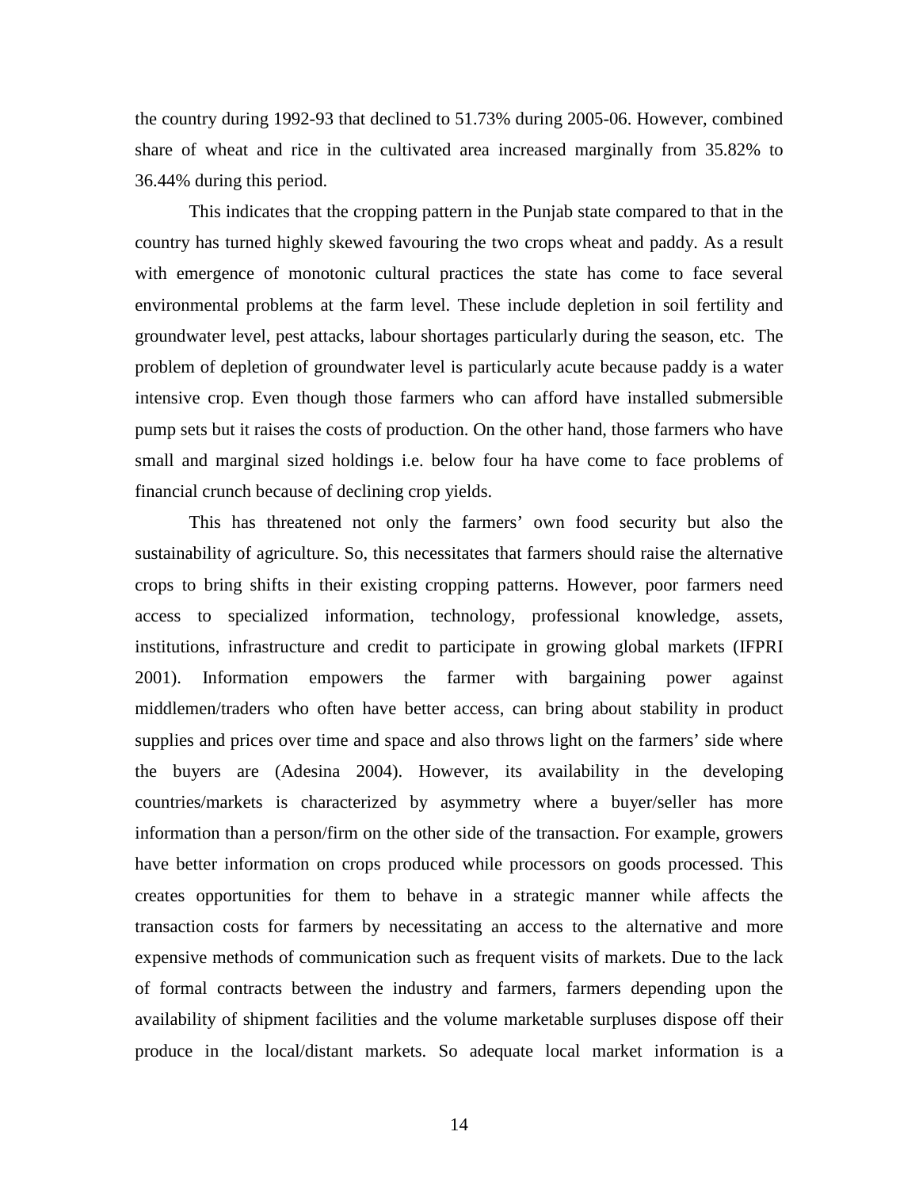the country during 1992-93 that declined to 51.73% during 2005-06. However, combined share of wheat and rice in the cultivated area increased marginally from 35.82% to 36.44% during this period.

This indicates that the cropping pattern in the Punjab state compared to that in the country has turned highly skewed favouring the two crops wheat and paddy. As a result with emergence of monotonic cultural practices the state has come to face several environmental problems at the farm level. These include depletion in soil fertility and groundwater level, pest attacks, labour shortages particularly during the season, etc. The problem of depletion of groundwater level is particularly acute because paddy is a water intensive crop. Even though those farmers who can afford have installed submersible pump sets but it raises the costs of production. On the other hand, those farmers who have small and marginal sized holdings i.e. below four ha have come to face problems of financial crunch because of declining crop yields.

This has threatened not only the farmers' own food security but also the sustainability of agriculture. So, this necessitates that farmers should raise the alternative crops to bring shifts in their existing cropping patterns. However, poor farmers need access to specialized information, technology, professional knowledge, assets, institutions, infrastructure and credit to participate in growing global markets (IFPRI 2001). Information empowers the farmer with bargaining power against middlemen/traders who often have better access, can bring about stability in product supplies and prices over time and space and also throws light on the farmers' side where the buyers are (Adesina 2004). However, its availability in the developing countries/markets is characterized by asymmetry where a buyer/seller has more information than a person/firm on the other side of the transaction. For example, growers have better information on crops produced while processors on goods processed. This creates opportunities for them to behave in a strategic manner while affects the transaction costs for farmers by necessitating an access to the alternative and more expensive methods of communication such as frequent visits of markets. Due to the lack of formal contracts between the industry and farmers, farmers depending upon the availability of shipment facilities and the volume marketable surpluses dispose off their produce in the local/distant markets. So adequate local market information is a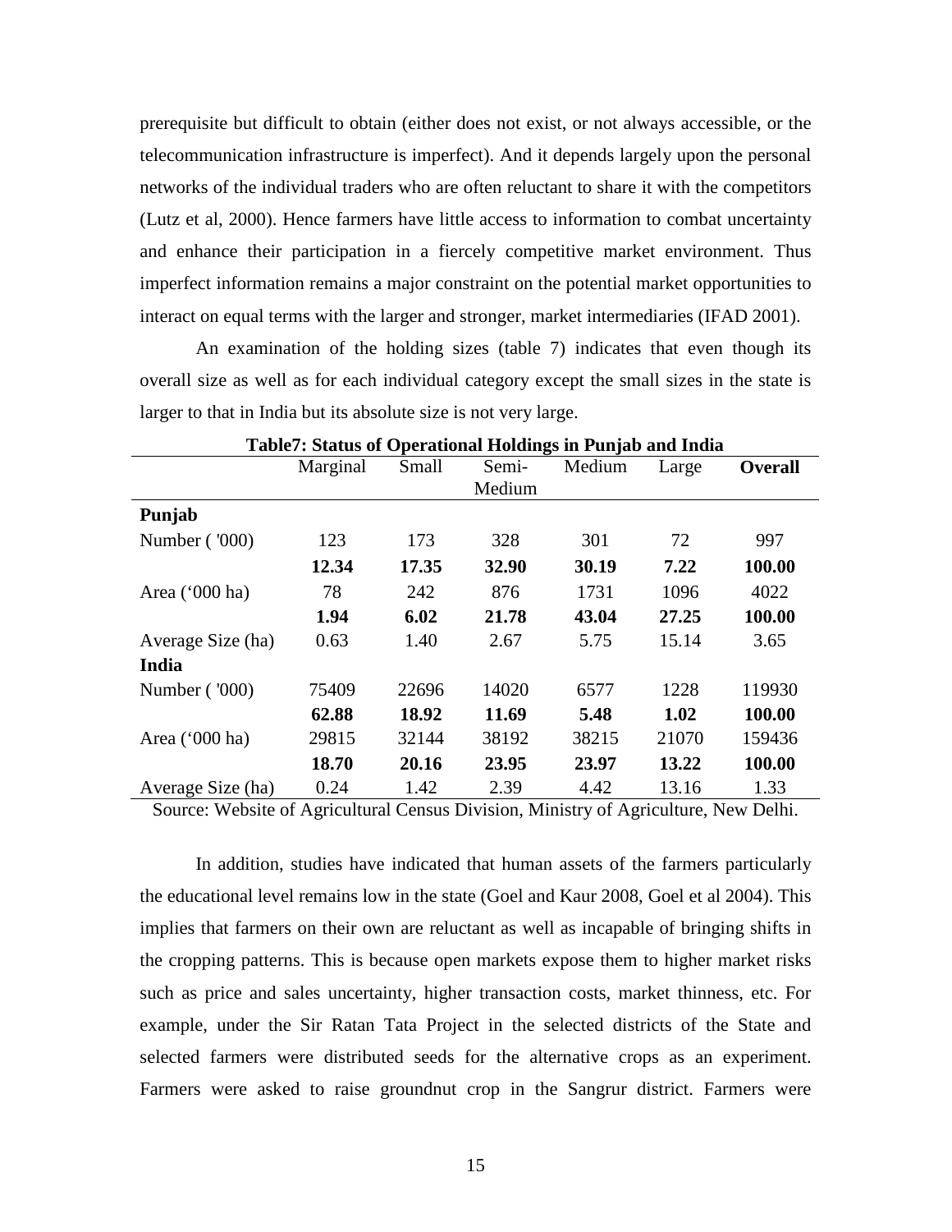prerequisite but difficult to obtain (either does not exist, or not always accessible, or the telecommunication infrastructure is imperfect). And it depends largely upon the personal networks of the individual traders who are often reluctant to share it with the competitors (Lutz et al, 2000). Hence farmers have little access to information to combat uncertainty and enhance their participation in a fiercely competitive market environment. Thus imperfect information remains a major constraint on the potential market opportunities to interact on equal terms with the larger and stronger, market intermediaries (IFAD 2001).

An examination of the holding sizes (table 7) indicates that even though its overall size as well as for each individual category except the small sizes in the state is larger to that in India but its absolute size is not very large.

**Table7: Status of Operational Holdings in Punjab and India**

| | Marginal | Small | Semi-Medium | Medium | Large | **Overall** |
|---|---|---|---|---|---|---|
| **Punjab** | | | | | | |
| Number ( '000) | 123 | 173 | 328 | 301 | 72 | 997 |
| | **12.34** | **17.35** | **32.90** | **30.19** | **7.22** | **100.00** |
| Area (‘000 ha) | 78 | 242 | 876 | 1731 | 1096 | 4022 |
| | **1.94** | **6.02** | **21.78** | **43.04** | **27.25** | **100.00** |
| Average Size (ha) | 0.63 | 1.40 | 2.67 | 5.75 | 15.14 | 3.65 |
| **India** | | | | | | |
| Number ( '000) | 75409 | 22696 | 14020 | 6577 | 1228 | 119930 |
| | **62.88** | **18.92** | **11.69** | **5.48** | **1.02** | **100.00** |
| Area (‘000 ha) | 29815 | 32144 | 38192 | 38215 | 21070 | 159436 |
| | **18.70** | **20.16** | **23.95** | **23.97** | **13.22** | **100.00** |
| Average Size (ha) | 0.24 | 1.42 | 2.39 | 4.42 | 13.16 | 1.33 |

Source: Website of Agricultural Census Division, Ministry of Agriculture, New Delhi.

In addition, studies have indicated that human assets of the farmers particularly the educational level remains low in the state (Goel and Kaur 2008, Goel et al 2004). This implies that farmers on their own are reluctant as well as incapable of bringing shifts in the cropping patterns. This is because open markets expose them to higher market risks such as price and sales uncertainty, higher transaction costs, market thinness, etc. For example, under the Sir Ratan Tata Project in the selected districts of the State and selected farmers were distributed seeds for the alternative crops as an experiment. Farmers were asked to raise groundnut crop in the Sangrur district. Farmers were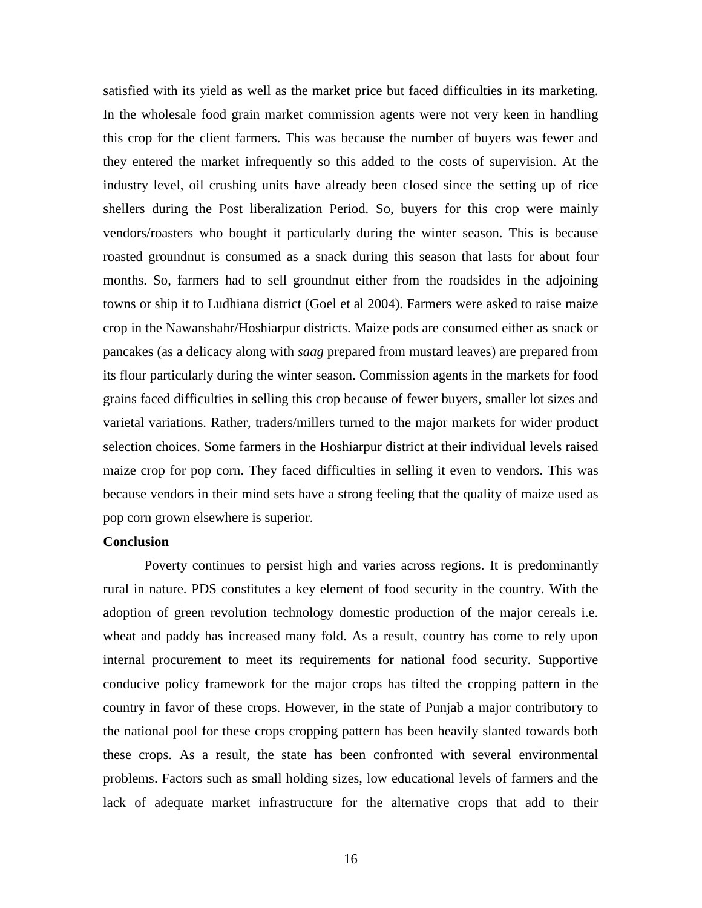satisfied with its yield as well as the market price but faced difficulties in its marketing. In the wholesale food grain market commission agents were not very keen in handling this crop for the client farmers. This was because the number of buyers was fewer and they entered the market infrequently so this added to the costs of supervision. At the industry level, oil crushing units have already been closed since the setting up of rice shellers during the Post liberalization Period. So, buyers for this crop were mainly vendors/roasters who bought it particularly during the winter season. This is because roasted groundnut is consumed as a snack during this season that lasts for about four months. So, farmers had to sell groundnut either from the roadsides in the adjoining towns or ship it to Ludhiana district (Goel et al 2004). Farmers were asked to raise maize crop in the Nawanshahr/Hoshiarpur districts. Maize pods are consumed either as snack or pancakes (as a delicacy along with *saag* prepared from mustard leaves) are prepared from its flour particularly during the winter season. Commission agents in the markets for food grains faced difficulties in selling this crop because of fewer buyers, smaller lot sizes and varietal variations. Rather, traders/millers turned to the major markets for wider product selection choices. Some farmers in the Hoshiarpur district at their individual levels raised maize crop for pop corn. They faced difficulties in selling it even to vendors. This was because vendors in their mind sets have a strong feeling that the quality of maize used as pop corn grown elsewhere is superior.

**Conclusion**

Poverty continues to persist high and varies across regions. It is predominantly rural in nature. PDS constitutes a key element of food security in the country. With the adoption of green revolution technology domestic production of the major cereals i.e. wheat and paddy has increased many fold. As a result, country has come to rely upon internal procurement to meet its requirements for national food security. Supportive conducive policy framework for the major crops has tilted the cropping pattern in the country in favor of these crops. However, in the state of Punjab a major contributory to the national pool for these crops cropping pattern has been heavily slanted towards both these crops. As a result, the state has been confronted with several environmental problems. Factors such as small holding sizes, low educational levels of farmers and the lack of adequate market infrastructure for the alternative crops that add to their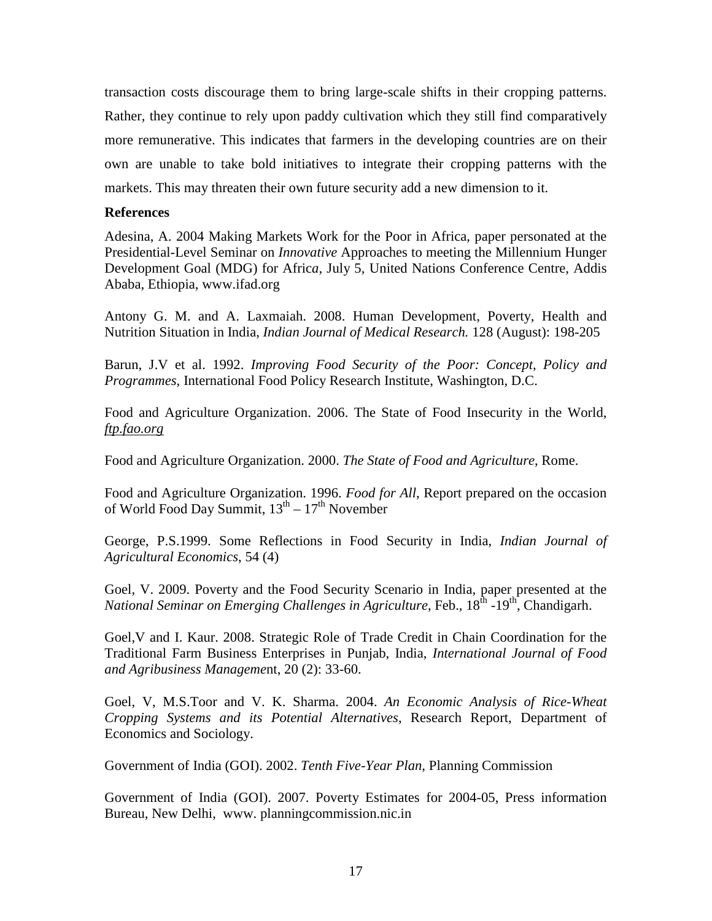transaction costs discourage them to bring large-scale shifts in their cropping patterns. Rather, they continue to rely upon paddy cultivation which they still find comparatively more remunerative. This indicates that farmers in the developing countries are on their own are unable to take bold initiatives to integrate their cropping patterns with the markets. This may threaten their own future security add a new dimension to it.

**References**

Adesina, A. 2004 Making Markets Work for the Poor in Africa, paper personated at the Presidential-Level Seminar on *Innovative* Approaches to meeting the Millennium Hunger Development Goal (MDG) for Afric*a*, July 5, United Nations Conference Centre, Addis Ababa, Ethiopia, www.ifad.org

Antony G. M. and A. Laxmaiah. 2008. Human Development, Poverty, Health and Nutrition Situation in India, *Indian Journal of Medical Research.* 128 (August): 198-205

Barun, J.V et al. 1992. *Improving Food Security of the Poor: Concept, Policy and Programmes*, International Food Policy Research Institute, Washington, D.C.

Food and Agriculture Organization. 2006. The State of Food Insecurity in the World, *ftp.fao.org*

Food and Agriculture Organization. 2000. *The State of Food and Agriculture*, Rome.

Food and Agriculture Organization. 1996. *Food for All*, Report prepared on the occasion of World Food Day Summit, 13th – 17th November

George, P.S.1999. Some Reflections in Food Security in India, *Indian Journal of Agricultural Economics*, 54 (4)

Goel, V. 2009. Poverty and the Food Security Scenario in India, paper presented at the *National Seminar on Emerging Challenges in Agriculture*, Feb., 18th -19th, Chandigarh.

Goel,V and I. Kaur. 2008. Strategic Role of Trade Credit in Chain Coordination for the Traditional Farm Business Enterprises in Punjab, India, *International Journal of Food and Agribusiness Managemen*t, 20 (2): 33-60.

Goel, V, M.S.Toor and V. K. Sharma. 2004. *An Economic Analysis of Rice-Wheat Cropping Systems and its Potential Alternatives*, Research Report, Department of Economics and Sociology.

Government of India (GOI). 2002. *Tenth Five-Year Plan*, Planning Commission

Government of India (GOI). 2007. Poverty Estimates for 2004-05, Press information Bureau, New Delhi, www. planningcommission.nic.in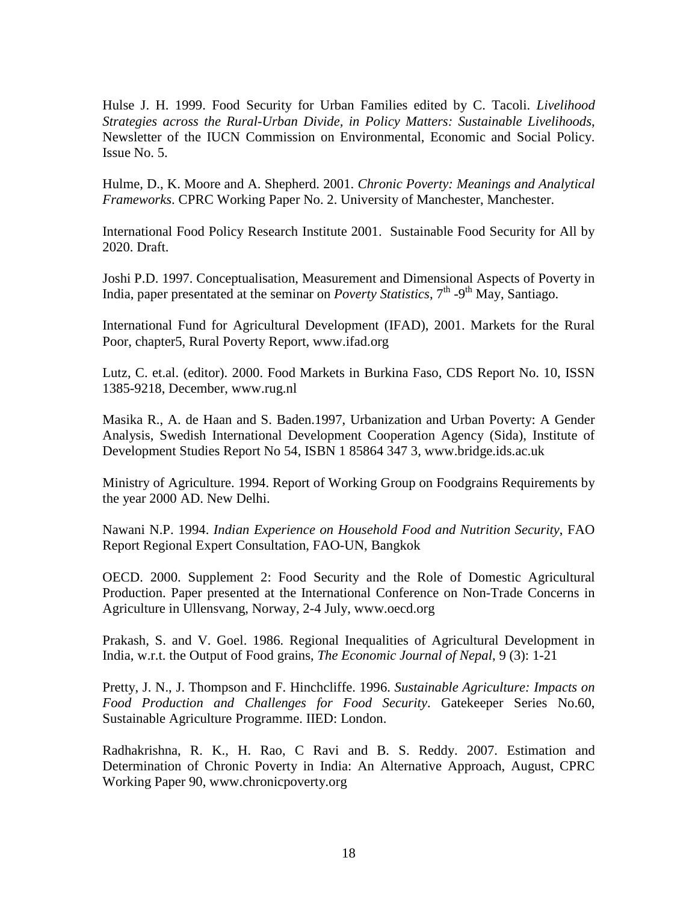Hulse J. H. 1999. Food Security for Urban Families edited by C. Tacoli. *Livelihood Strategies across the Rural-Urban Divide, in Policy Matters: Sustainable Livelihoods*, Newsletter of the IUCN Commission on Environmental, Economic and Social Policy. Issue No. 5.

Hulme, D., K. Moore and A. Shepherd. 2001. *Chronic Poverty: Meanings and Analytical Frameworks*. CPRC Working Paper No. 2. University of Manchester, Manchester.

International Food Policy Research Institute 2001. Sustainable Food Security for All by 2020. Draft.

Joshi P.D. 1997. Conceptualisation, Measurement and Dimensional Aspects of Poverty in India, paper presentated at the seminar on *Poverty Statistics*, 7th -9th May, Santiago.

International Fund for Agricultural Development (IFAD), 2001. Markets for the Rural Poor, chapter5, Rural Poverty Report, www.ifad.org

Lutz, C. et.al. (editor). 2000. Food Markets in Burkina Faso, CDS Report No. 10, ISSN 1385-9218, December, www.rug.nl

Masika R., A. de Haan and S. Baden.1997, Urbanization and Urban Poverty: A Gender Analysis, Swedish International Development Cooperation Agency (Sida), Institute of Development Studies Report No 54, ISBN 1 85864 347 3, www.bridge.ids.ac.uk

Ministry of Agriculture. 1994. Report of Working Group on Foodgrains Requirements by the year 2000 AD. New Delhi.

Nawani N.P. 1994. *Indian Experience on Household Food and Nutrition Security*, FAO Report Regional Expert Consultation, FAO-UN, Bangkok

OECD. 2000. Supplement 2: Food Security and the Role of Domestic Agricultural Production. Paper presented at the International Conference on Non-Trade Concerns in Agriculture in Ullensvang, Norway, 2-4 July, www.oecd.org

Prakash, S. and V. Goel. 1986. Regional Inequalities of Agricultural Development in India, w.r.t. the Output of Food grains, *The Economic Journal of Nepal*, 9 (3): 1-21

Pretty, J. N., J. Thompson and F. Hinchcliffe. 1996. *Sustainable Agriculture: Impacts on Food Production and Challenges for Food Security*. Gatekeeper Series No.60, Sustainable Agriculture Programme. IIED: London.

Radhakrishna, R. K., H. Rao, C Ravi and B. S. Reddy. 2007. Estimation and Determination of Chronic Poverty in India: An Alternative Approach, August, CPRC Working Paper 90, www.chronicpoverty.org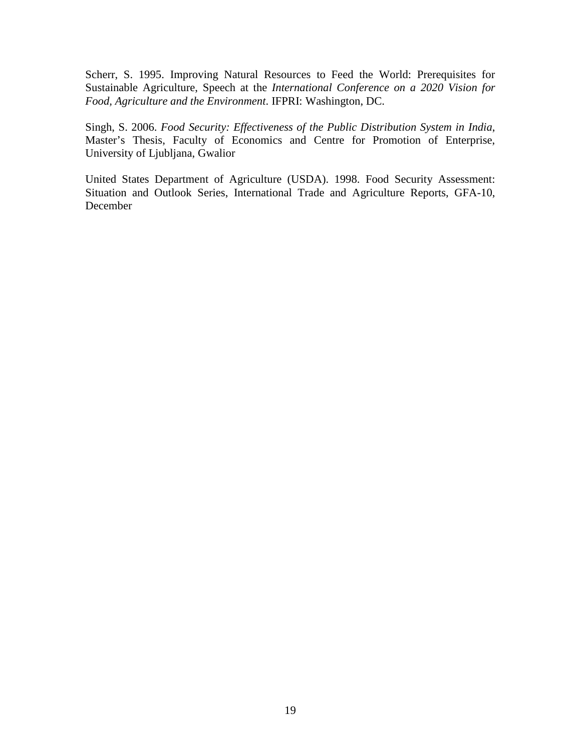Scherr, S. 1995. Improving Natural Resources to Feed the World: Prerequisites for Sustainable Agriculture, Speech at the *International Conference on a 2020 Vision for Food, Agriculture and the Environment*. IFPRI: Washington, DC.

Singh, S. 2006. *Food Security: Effectiveness of the Public Distribution System in India*, Master's Thesis, Faculty of Economics and Centre for Promotion of Enterprise, University of Ljubljana, Gwalior

United States Department of Agriculture (USDA). 1998. Food Security Assessment: Situation and Outlook Series, International Trade and Agriculture Reports, GFA-10, December